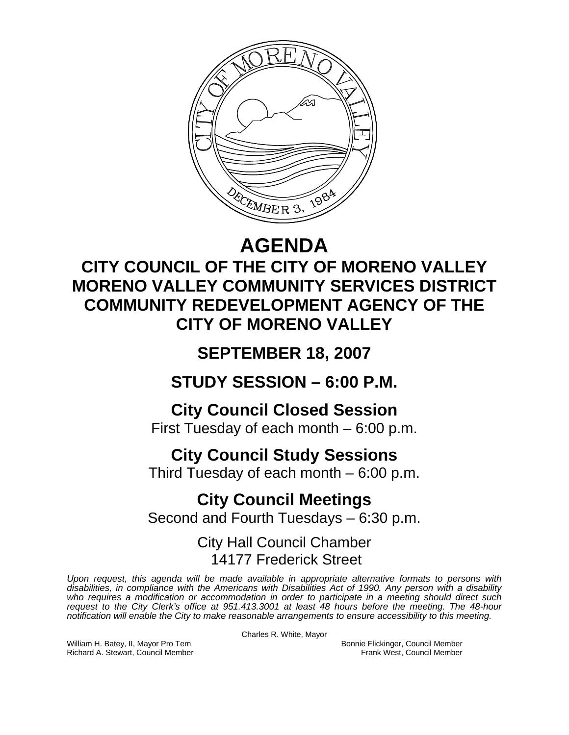# AGENDA

## CITY COUNCIL OF THE CITY OF MORENO VALLEY
## MORENO VALLEY COMMUNITY SERVICES DISTRICT
## COMMUNITY REDEVELOPMENT AGENCY OF THE CITY OF MORENO VALLEY

## SEPTEMBER 18, 2007

## STUDY SESSION – 6:00 P.M.

### City Council Closed Session
First Tuesday of each month – 6:00 p.m.

### City Council Study Sessions
Third Tuesday of each month – 6:00 p.m.

### City Council Meetings
Second and Fourth Tuesdays – 6:30 p.m.

City Hall Council Chamber
14177 Frederick Street

*Upon request, this agenda will be made available in appropriate alternative formats to persons with disabilities, in compliance with the Americans with Disabilities Act of 1990. Any person with a disability who requires a modification or accommodation in order to participate in a meeting should direct such request to the City Clerk's office at 951.413.3001 at least 48 hours before the meeting. The 48-hour notification will enable the City to make reasonable arrangements to ensure accessibility to this meeting.*

Charles R. White, Mayor

William H. Batey, II, Mayor Pro Tem
Richard A. Stewart, Council Member
Bonnie Flickinger, Council Member
Frank West, Council Member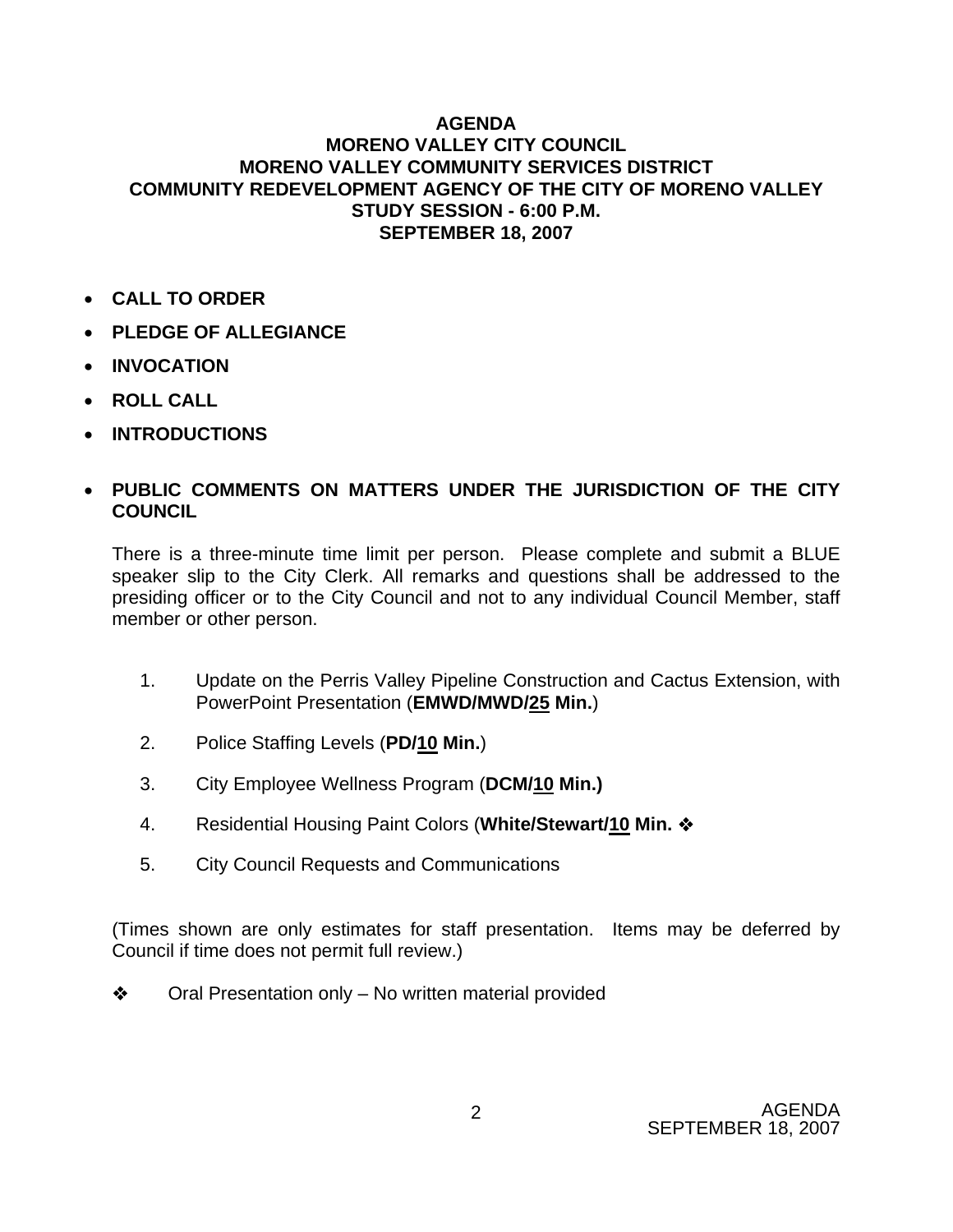**AGENDA**
**MORENO VALLEY CITY COUNCIL**
**MORENO VALLEY COMMUNITY SERVICES DISTRICT**
**COMMUNITY REDEVELOPMENT AGENCY OF THE CITY OF MORENO VALLEY**
**STUDY SESSION - 6:00 P.M.**
**SEPTEMBER 18, 2007**

- **CALL TO ORDER**
- **PLEDGE OF ALLEGIANCE**
- **INVOCATION**
- **ROLL CALL**
- **INTRODUCTIONS**
- **PUBLIC COMMENTS ON MATTERS UNDER THE JURISDICTION OF THE CITY COUNCIL**

There is a three-minute time limit per person. Please complete and submit a BLUE speaker slip to the City Clerk. All remarks and questions shall be addressed to the presiding officer or to the City Council and not to any individual Council Member, staff member or other person.

1. Update on the Perris Valley Pipeline Construction and Cactus Extension, with PowerPoint Presentation (**EMWD/MWD/25 Min.**)
2. Police Staffing Levels (**PD/10 Min.**)
3. City Employee Wellness Program (**DCM/10 Min.)**
4. Residential Housing Paint Colors (**White/Stewart/10 Min. ❖**
5. City Council Requests and Communications

(Times shown are only estimates for staff presentation. Items may be deferred by Council if time does not permit full review.)

❖ Oral Presentation only – No written material provided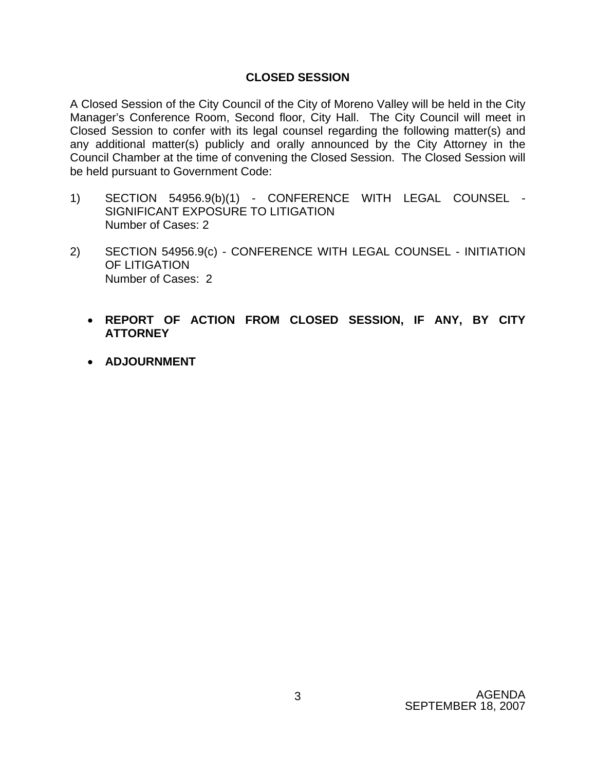## CLOSED SESSION

A Closed Session of the City Council of the City of Moreno Valley will be held in the City Manager's Conference Room, Second floor, City Hall. The City Council will meet in Closed Session to confer with its legal counsel regarding the following matter(s) and any additional matter(s) publicly and orally announced by the City Attorney in the Council Chamber at the time of convening the Closed Session. The Closed Session will be held pursuant to Government Code:

1) SECTION 54956.9(b)(1) - CONFERENCE WITH LEGAL COUNSEL - SIGNIFICANT EXPOSURE TO LITIGATION
   Number of Cases: 2

2) SECTION 54956.9(c) - CONFERENCE WITH LEGAL COUNSEL - INITIATION OF LITIGATION
   Number of Cases: 2

- **REPORT OF ACTION FROM CLOSED SESSION, IF ANY, BY CITY ATTORNEY**

- **ADJOURNMENT**